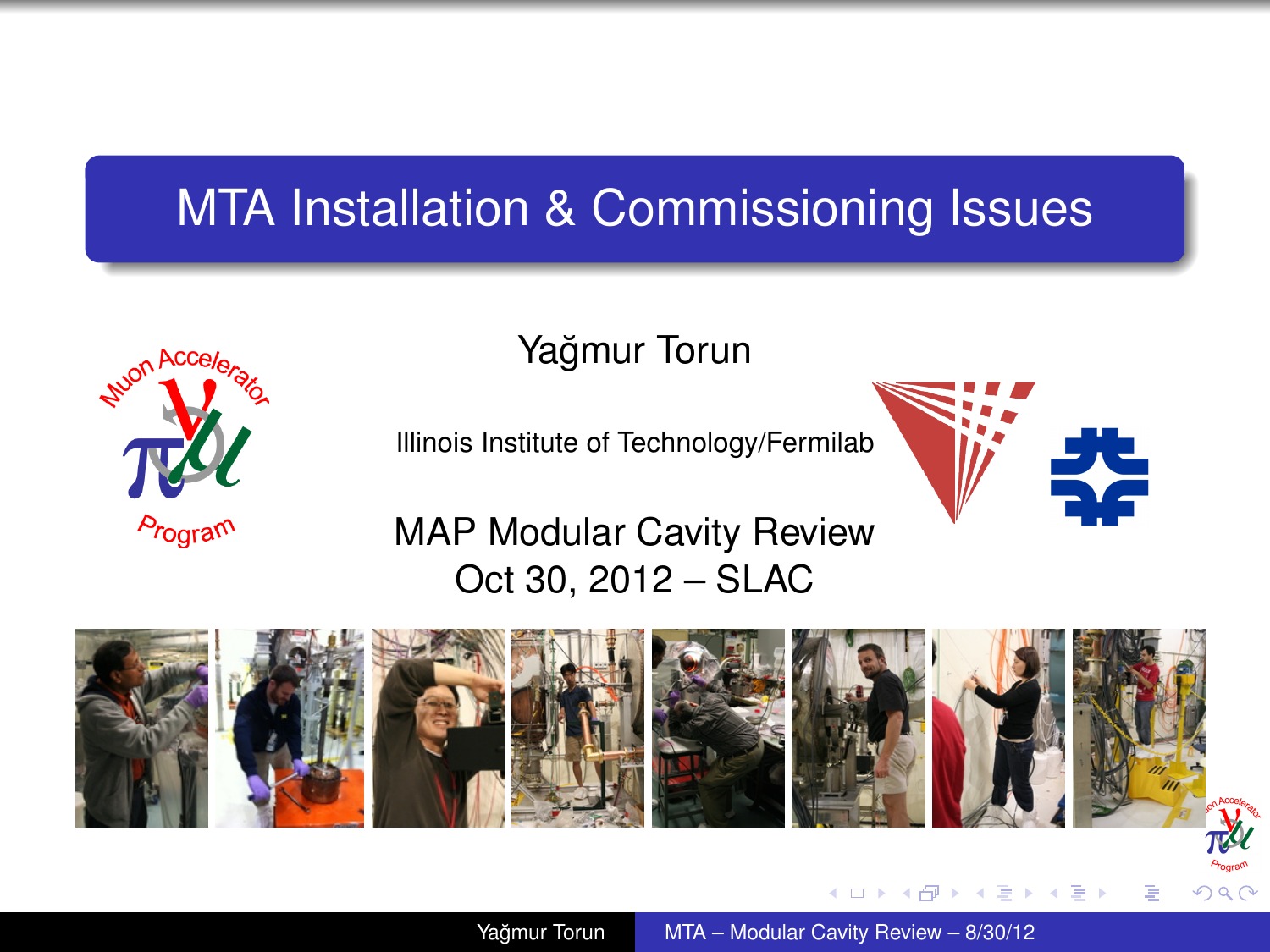# MTA Installation & Commissioning Issues

Yağmur Torun

Illinois Institute of Technology/Fermilab

MAP Modular Cavity Review
Oct 30, 2012 – SLAC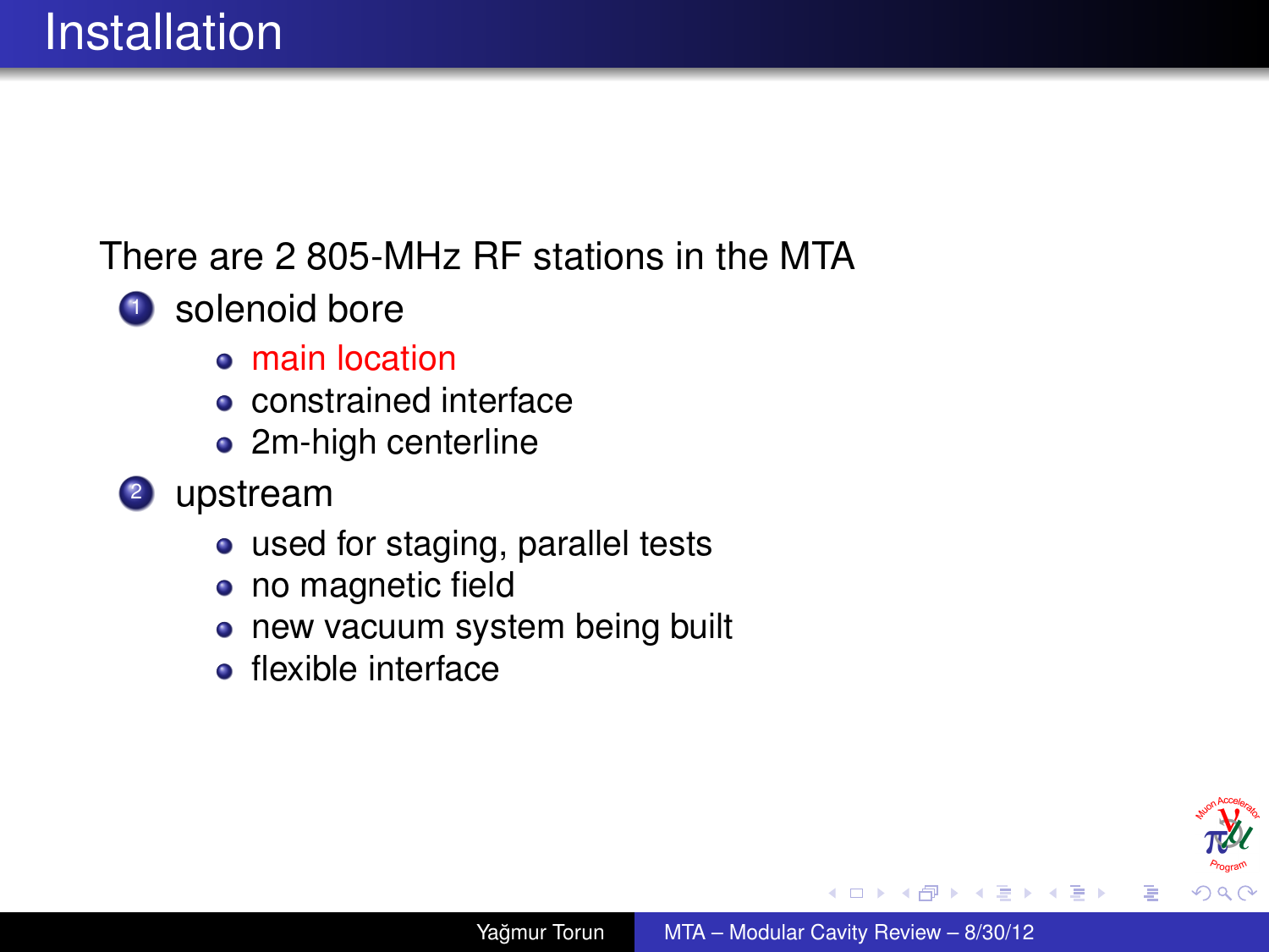# Installation

There are 2 805-MHz RF stations in the MTA

1. solenoid bore
   - main location
   - constrained interface
   - 2m-high centerline
2. upstream
   - used for staging, parallel tests
   - no magnetic field
   - new vacuum system being built
   - flexible interface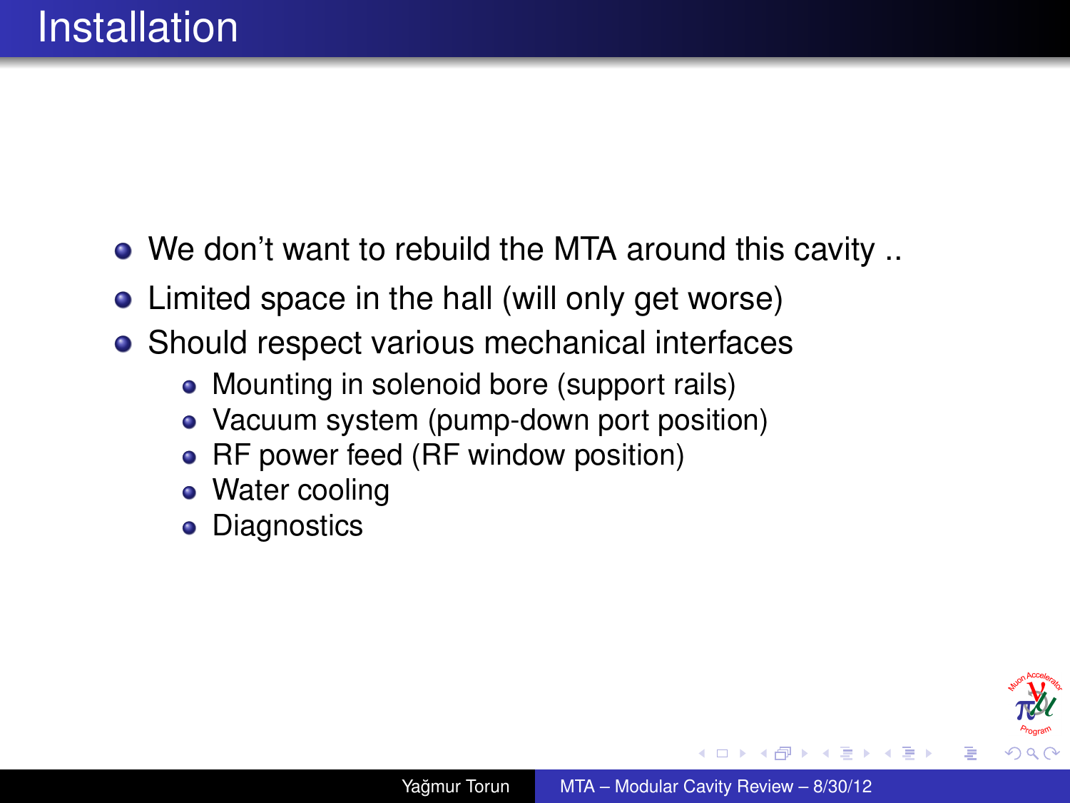# Installation

- We don't want to rebuild the MTA around this cavity ..
- Limited space in the hall (will only get worse)
- Should respect various mechanical interfaces
  - Mounting in solenoid bore (support rails)
  - Vacuum system (pump-down port position)
  - RF power feed (RF window position)
  - Water cooling
  - Diagnostics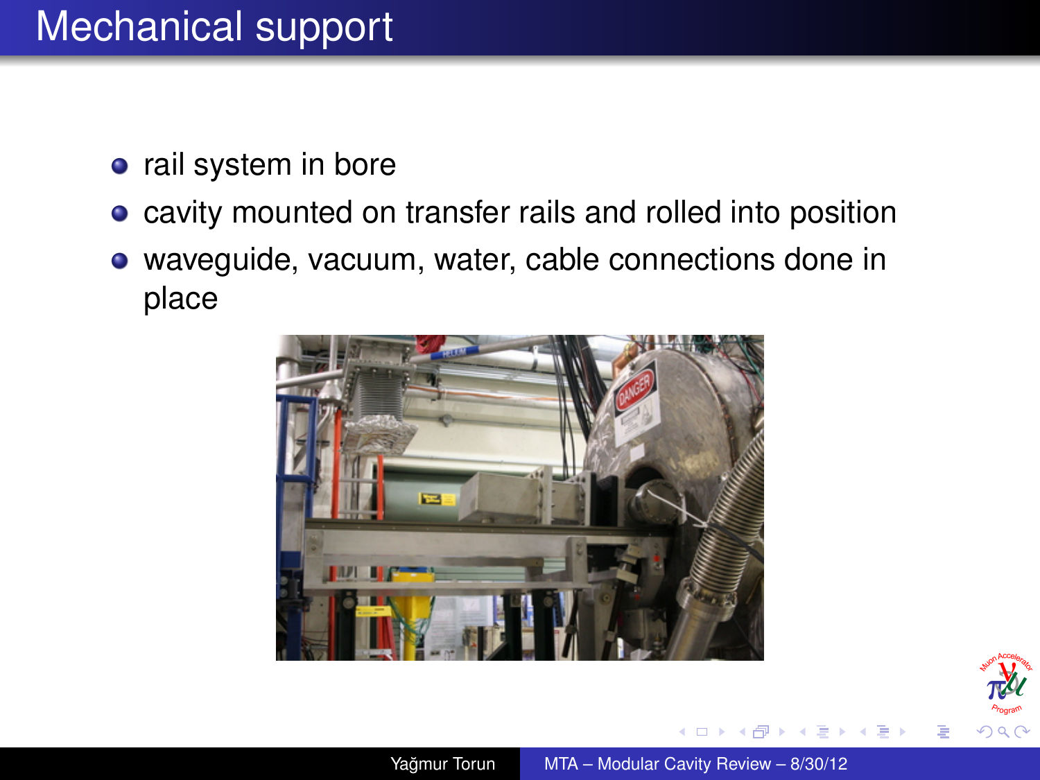# Mechanical support

- rail system in bore
- cavity mounted on transfer rails and rolled into position
- waveguide, vacuum, water, cable connections done in place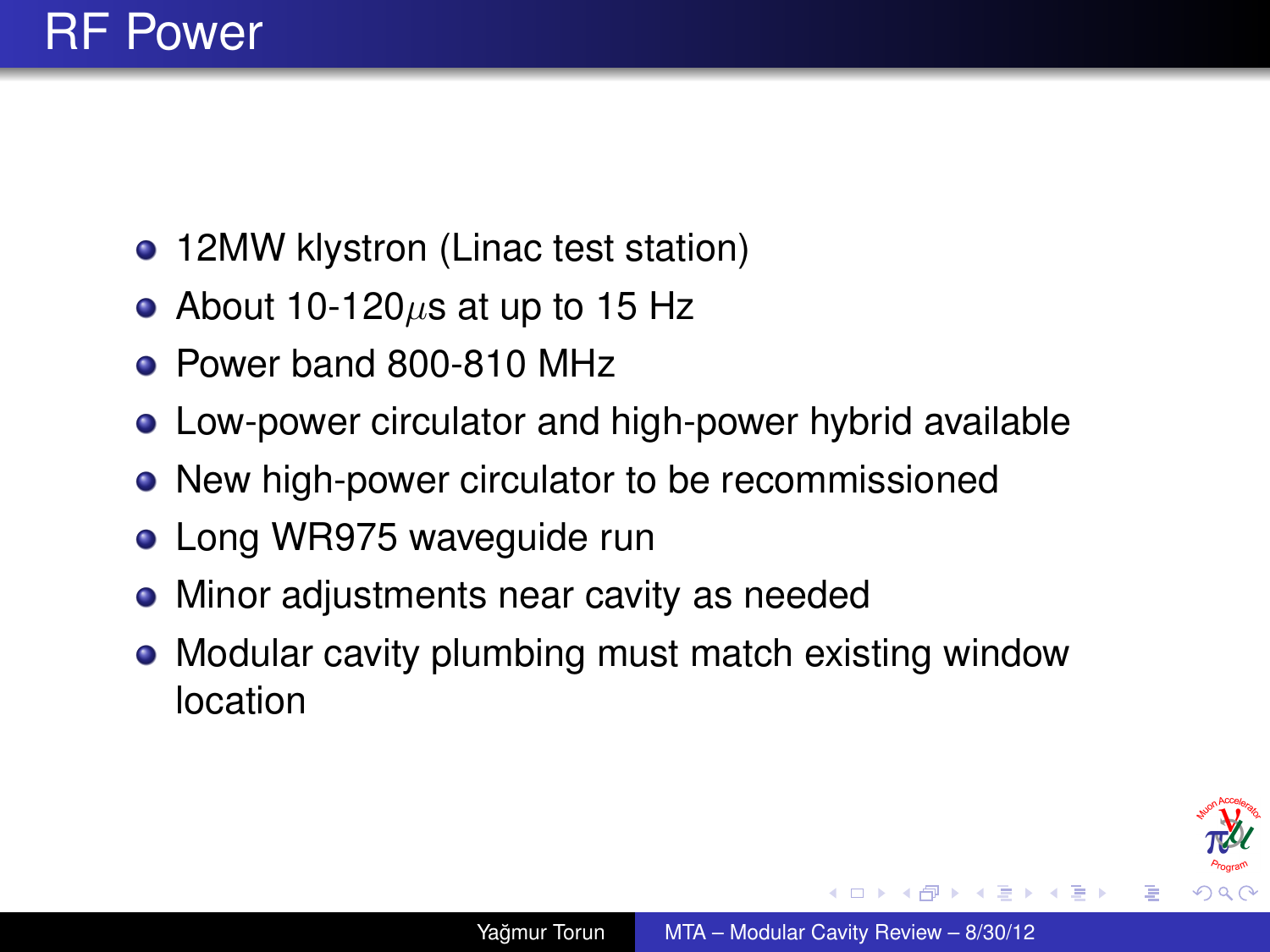# RF Power

- 12MW klystron (Linac test station)
- About 10-120$\mu$s at up to 15 Hz
- Power band 800-810 MHz
- Low-power circulator and high-power hybrid available
- New high-power circulator to be recommissioned
- Long WR975 waveguide run
- Minor adjustments near cavity as needed
- Modular cavity plumbing must match existing window location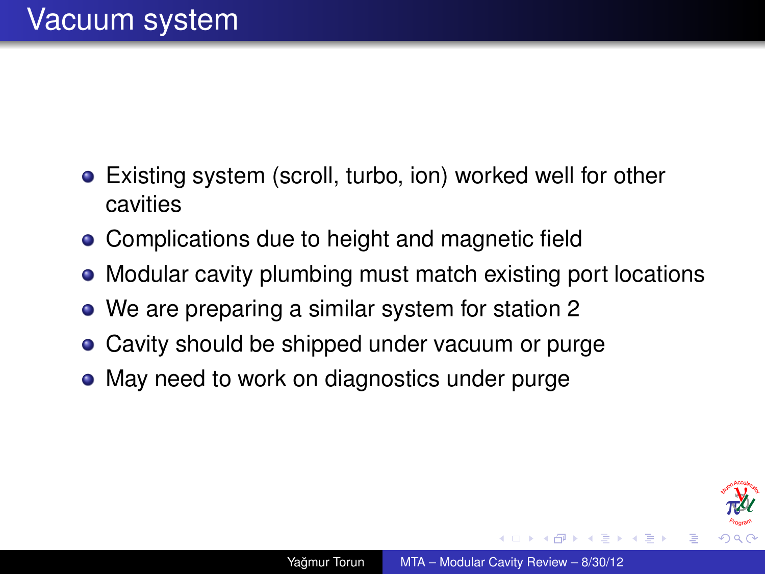# Vacuum system

- Existing system (scroll, turbo, ion) worked well for other cavities
- Complications due to height and magnetic field
- Modular cavity plumbing must match existing port locations
- We are preparing a similar system for station 2
- Cavity should be shipped under vacuum or purge
- May need to work on diagnostics under purge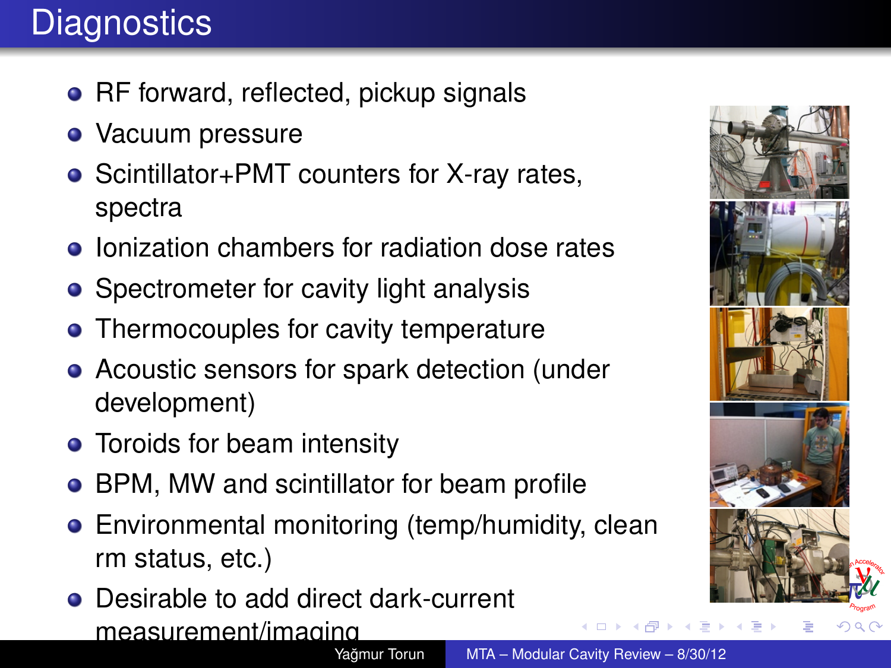# Diagnostics

- RF forward, reflected, pickup signals
- Vacuum pressure
- Scintillator+PMT counters for X-ray rates, spectra
- Ionization chambers for radiation dose rates
- Spectrometer for cavity light analysis
- Thermocouples for cavity temperature
- Acoustic sensors for spark detection (under development)
- Toroids for beam intensity
- BPM, MW and scintillator for beam profile
- Environmental monitoring (temp/humidity, clean rm status, etc.)
- Desirable to add direct dark-current measurement/imaging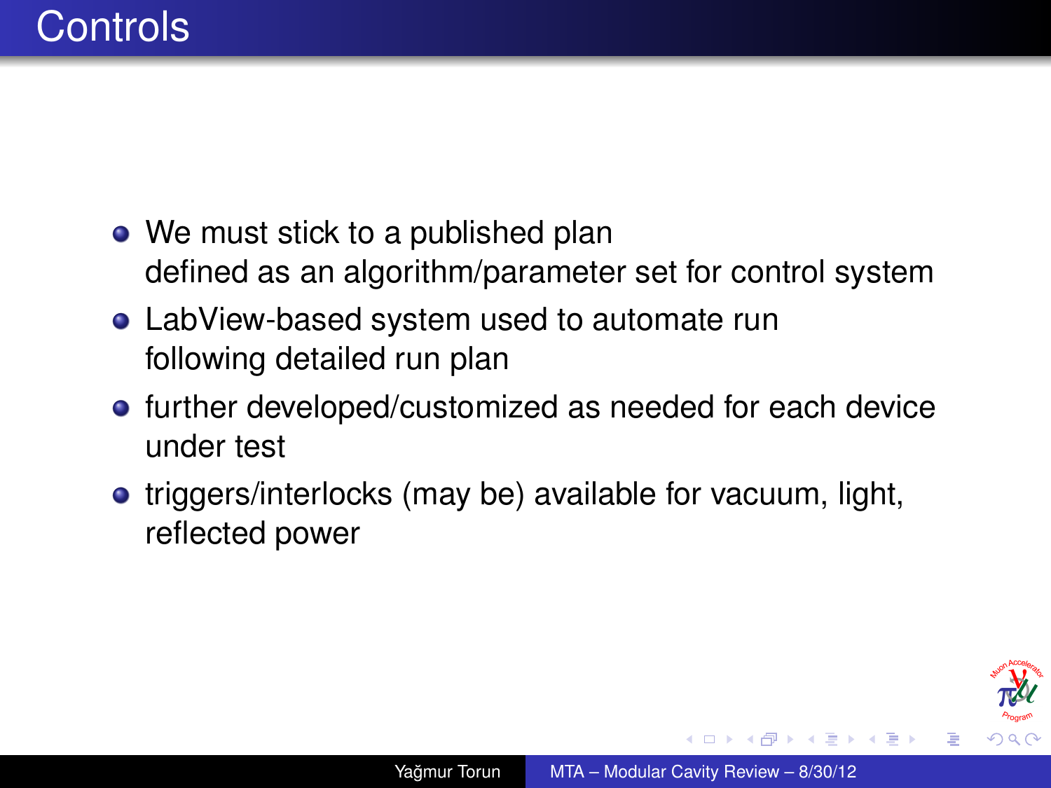# Controls

- We must stick to a published plan
  defined as an algorithm/parameter set for control system
- LabView-based system used to automate run
  following detailed run plan
- further developed/customized as needed for each device under test
- triggers/interlocks (may be) available for vacuum, light, reflected power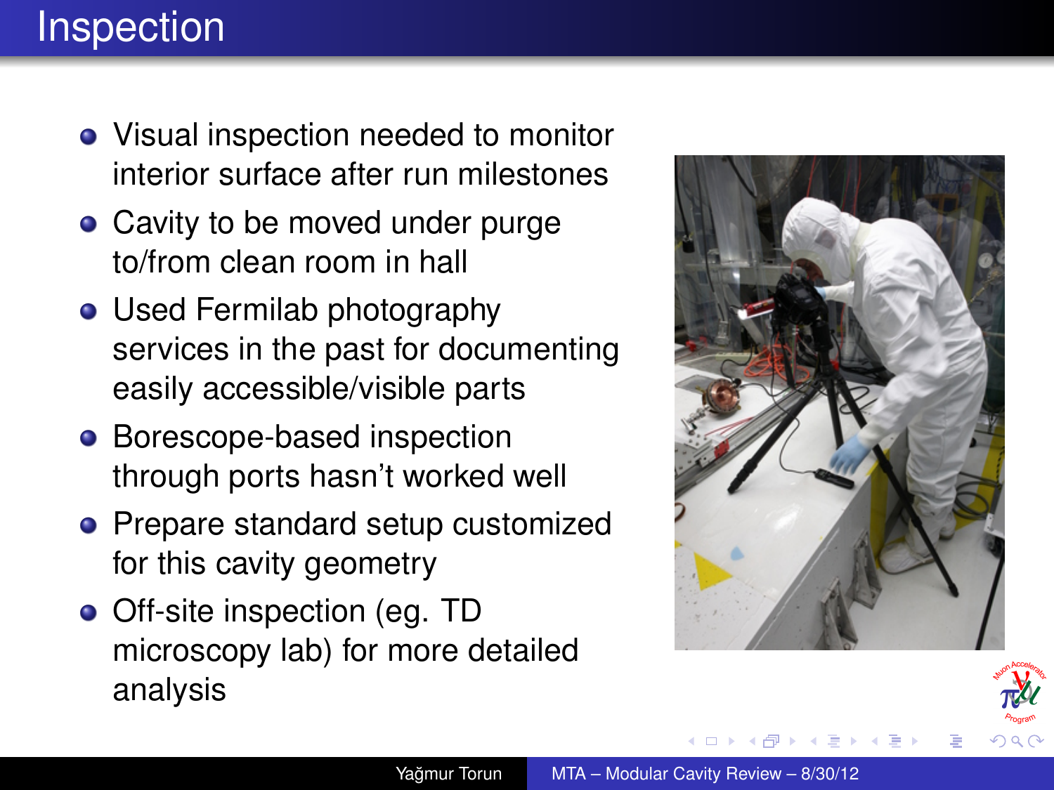# Inspection

- Visual inspection needed to monitor interior surface after run milestones
- Cavity to be moved under purge to/from clean room in hall
- Used Fermilab photography services in the past for documenting easily accessible/visible parts
- Borescope-based inspection through ports hasn't worked well
- Prepare standard setup customized for this cavity geometry
- Off-site inspection (eg. TD microscopy lab) for more detailed analysis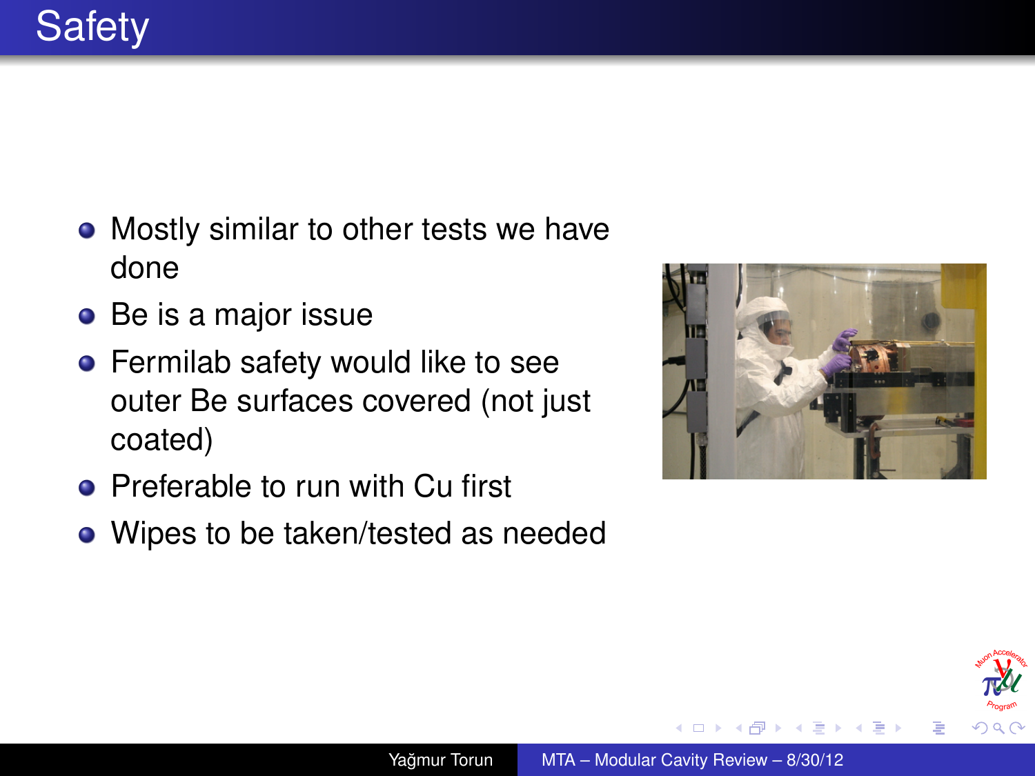# Safety

- Mostly similar to other tests we have done
- Be is a major issue
- Fermilab safety would like to see outer Be surfaces covered (not just coated)
- Preferable to run with Cu first
- Wipes to be taken/tested as needed